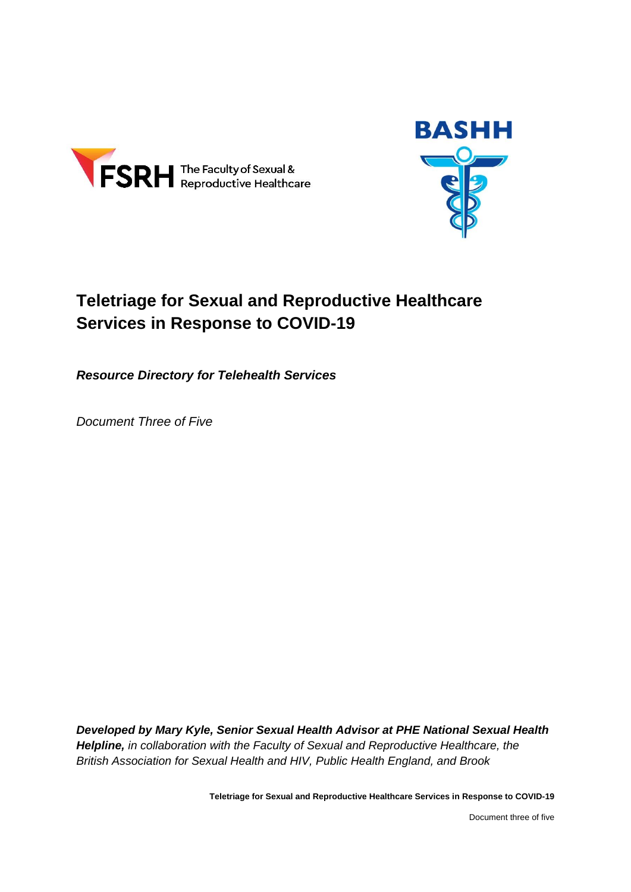FSRH The Faculty of Sexual & Reproductive Healthcare

BASHH

# Teletriage for Sexual and Reproductive Healthcare Services in Response to COVID-19

***Resource Directory for Telehealth Services***

*Document Three of Five*

***Developed by Mary Kyle, Senior Sexual Health Advisor at PHE National Sexual Health Helpline,*** *in collaboration with the Faculty of Sexual and Reproductive Healthcare, the British Association for Sexual Health and HIV, Public Health England, and Brook*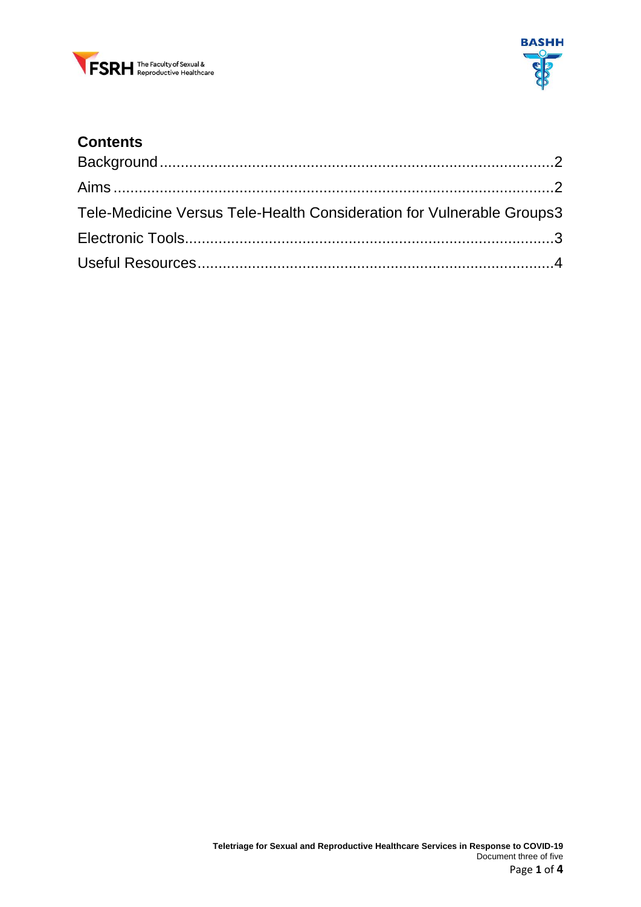## Contents

Background.....2

Aims.....2

Tele-Medicine Versus Tele-Health Consideration for Vulnerable Groups.....3

Electronic Tools.....3

Useful Resources.....4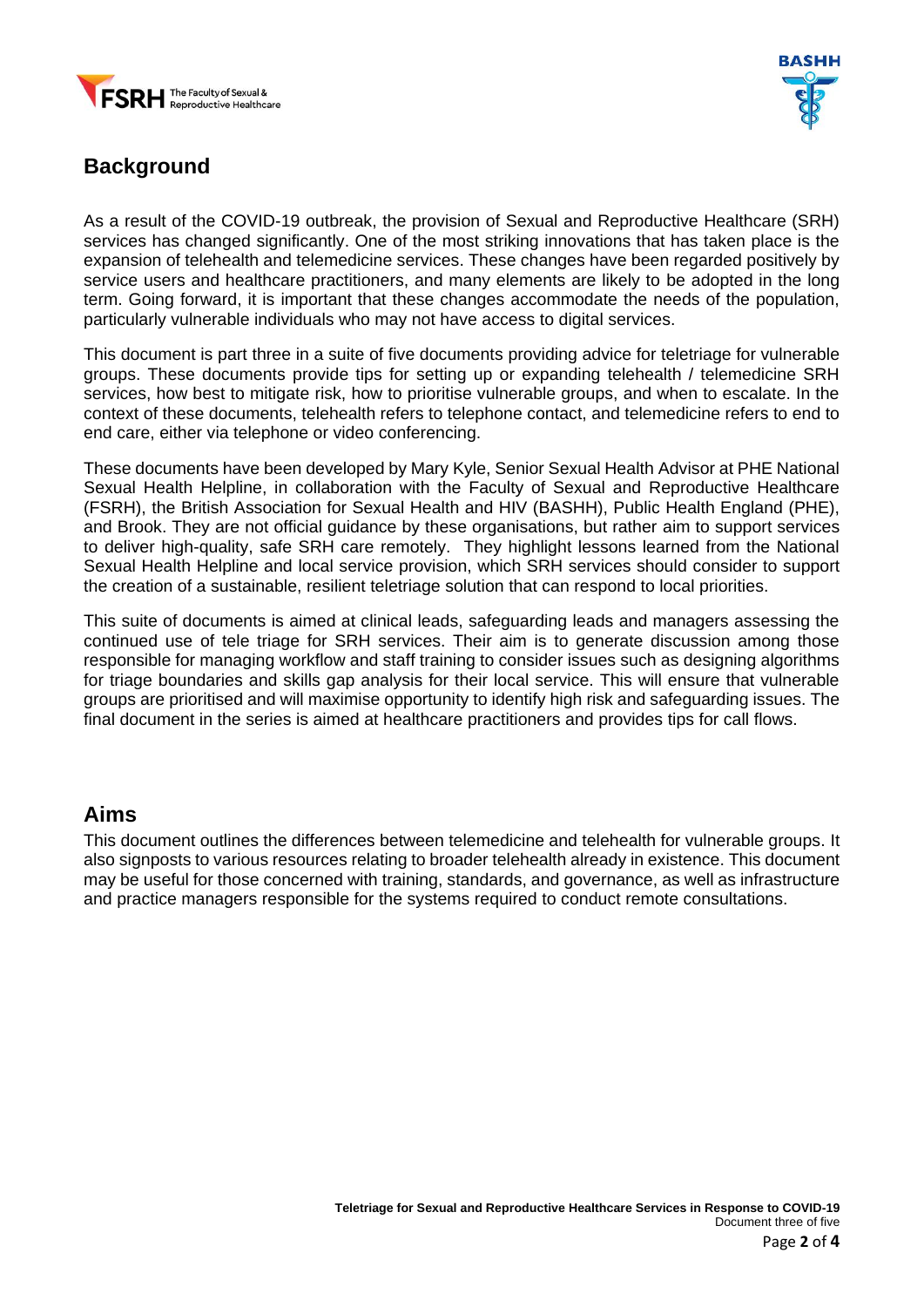## Background

As a result of the COVID-19 outbreak, the provision of Sexual and Reproductive Healthcare (SRH) services has changed significantly. One of the most striking innovations that has taken place is the expansion of telehealth and telemedicine services. These changes have been regarded positively by service users and healthcare practitioners, and many elements are likely to be adopted in the long term. Going forward, it is important that these changes accommodate the needs of the population, particularly vulnerable individuals who may not have access to digital services.

This document is part three in a suite of five documents providing advice for teletriage for vulnerable groups. These documents provide tips for setting up or expanding telehealth / telemedicine SRH services, how best to mitigate risk, how to prioritise vulnerable groups, and when to escalate. In the context of these documents, telehealth refers to telephone contact, and telemedicine refers to end to end care, either via telephone or video conferencing.

These documents have been developed by Mary Kyle, Senior Sexual Health Advisor at PHE National Sexual Health Helpline, in collaboration with the Faculty of Sexual and Reproductive Healthcare (FSRH), the British Association for Sexual Health and HIV (BASHH), Public Health England (PHE), and Brook. They are not official guidance by these organisations, but rather aim to support services to deliver high-quality, safe SRH care remotely. They highlight lessons learned from the National Sexual Health Helpline and local service provision, which SRH services should consider to support the creation of a sustainable, resilient teletriage solution that can respond to local priorities.

This suite of documents is aimed at clinical leads, safeguarding leads and managers assessing the continued use of tele triage for SRH services. Their aim is to generate discussion among those responsible for managing workflow and staff training to consider issues such as designing algorithms for triage boundaries and skills gap analysis for their local service. This will ensure that vulnerable groups are prioritised and will maximise opportunity to identify high risk and safeguarding issues. The final document in the series is aimed at healthcare practitioners and provides tips for call flows.

## Aims

This document outlines the differences between telemedicine and telehealth for vulnerable groups. It also signposts to various resources relating to broader telehealth already in existence. This document may be useful for those concerned with training, standards, and governance, as well as infrastructure and practice managers responsible for the systems required to conduct remote consultations.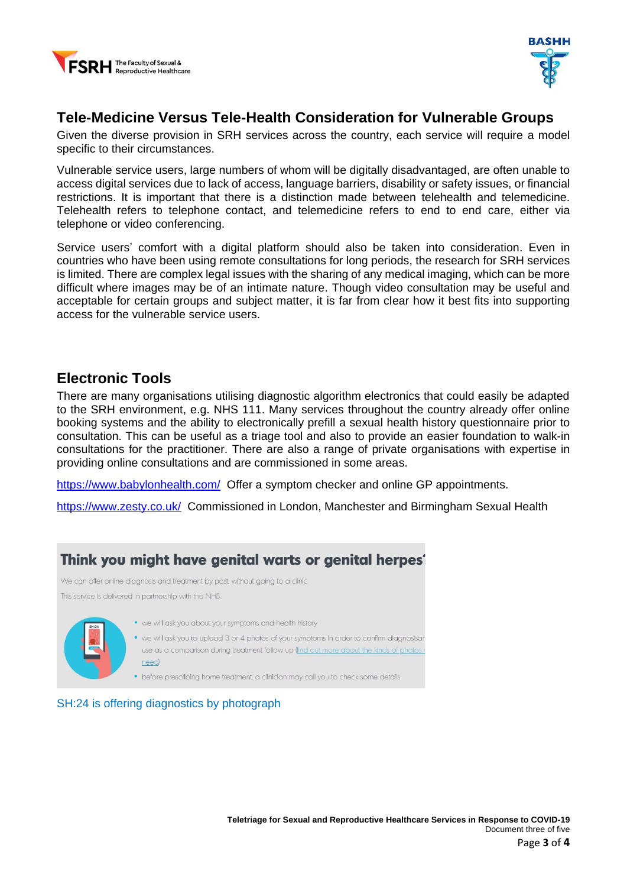## Tele-Medicine Versus Tele-Health Consideration for Vulnerable Groups

Given the diverse provision in SRH services across the country, each service will require a model specific to their circumstances.

Vulnerable service users, large numbers of whom will be digitally disadvantaged, are often unable to access digital services due to lack of access, language barriers, disability or safety issues, or financial restrictions. It is important that there is a distinction made between telehealth and telemedicine. Telehealth refers to telephone contact, and telemedicine refers to end to end care, either via telephone or video conferencing.

Service users' comfort with a digital platform should also be taken into consideration. Even in countries who have been using remote consultations for long periods, the research for SRH services is limited. There are complex legal issues with the sharing of any medical imaging, which can be more difficult where images may be of an intimate nature. Though video consultation may be useful and acceptable for certain groups and subject matter, it is far from clear how it best fits into supporting access for the vulnerable service users.

## Electronic Tools

There are many organisations utilising diagnostic algorithm electronics that could easily be adapted to the SRH environment, e.g. NHS 111. Many services throughout the country already offer online booking systems and the ability to electronically prefill a sexual health history questionnaire prior to consultation. This can be useful as a triage tool and also to provide an easier foundation to walk-in consultations for the practitioner. There are also a range of private organisations with expertise in providing online consultations and are commissioned in some areas.

https://www.babylonhealth.com/ Offer a symptom checker and online GP appointments.

https://www.zesty.co.uk/ Commissioned in London, Manchester and Birmingham Sexual Health

**Think you might have genital warts or genital herpes?**

We can offer online diagnosis and treatment by post, without going to a clinic.

This service is delivered in partnership with the NHS.

- we will ask you about your symptoms and health history
- we will ask you to upload 3 or 4 photos of your symptoms in order to confirm diagnosis an use as a comparison during treatment follow up (find out more about the kinds of photos y need)
- before prescribing home treatment, a clinician may call you to check some details

SH:24 is offering diagnostics by photograph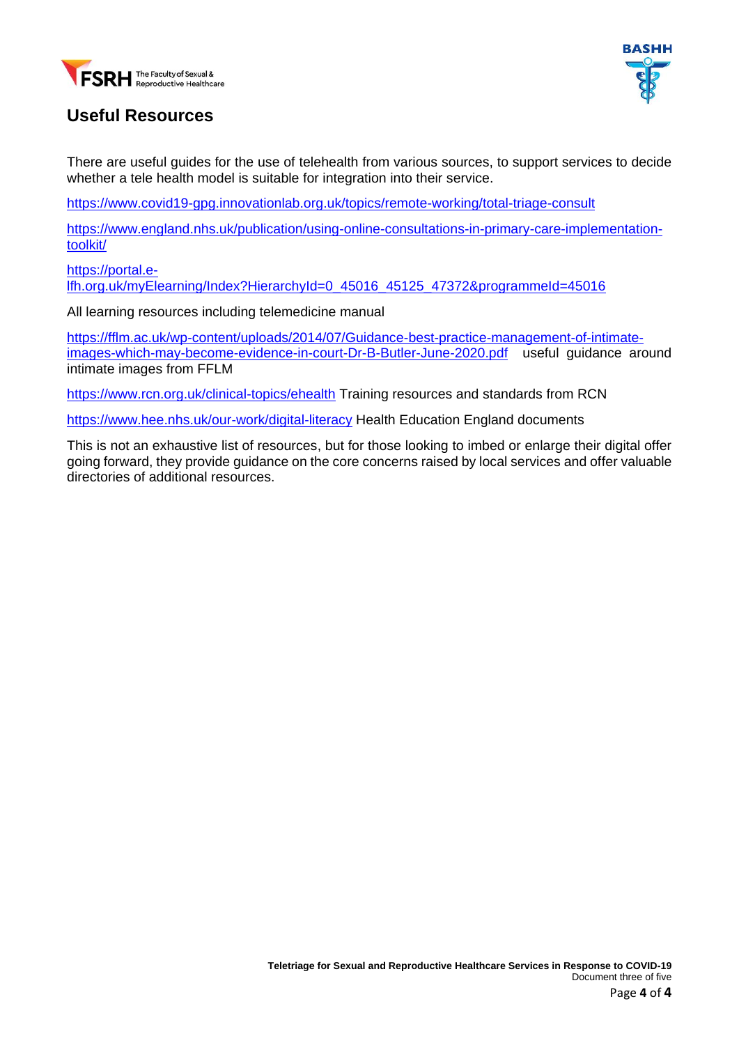## Useful Resources

There are useful guides for the use of telehealth from various sources, to support services to decide whether a tele health model is suitable for integration into their service.

https://www.covid19-gpg.innovationlab.org.uk/topics/remote-working/total-triage-consult

https://www.england.nhs.uk/publication/using-online-consultations-in-primary-care-implementation-toolkit/

https://portal.e-lfh.org.uk/myElearning/Index?HierarchyId=0_45016_45125_47372&programmeId=45016

All learning resources including telemedicine manual

https://fflm.ac.uk/wp-content/uploads/2014/07/Guidance-best-practice-management-of-intimate-images-which-may-become-evidence-in-court-Dr-B-Butler-June-2020.pdf useful guidance around intimate images from FFLM

https://www.rcn.org.uk/clinical-topics/ehealth Training resources and standards from RCN

https://www.hee.nhs.uk/our-work/digital-literacy Health Education England documents

This is not an exhaustive list of resources, but for those looking to imbed or enlarge their digital offer going forward, they provide guidance on the core concerns raised by local services and offer valuable directories of additional resources.